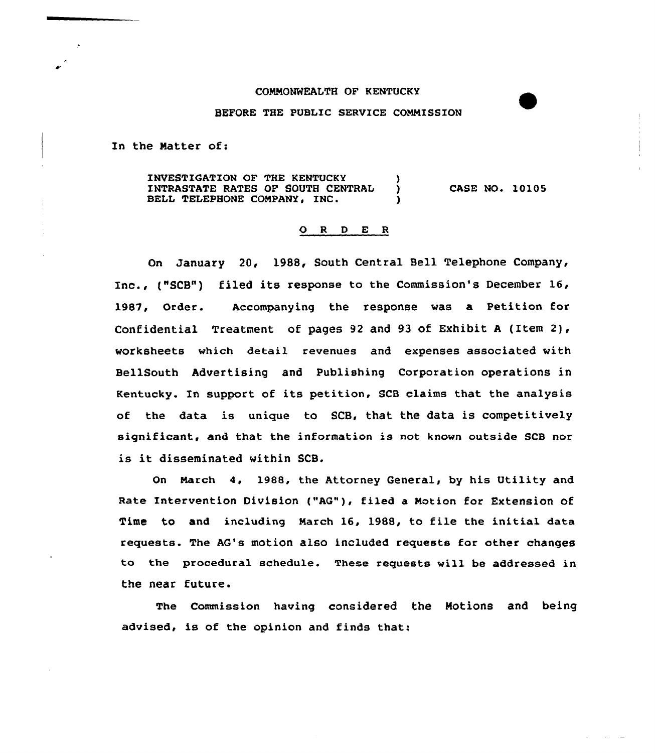COMMONWEALTH OF KENTUCKY

BEFORE THE PUBLIC SERVICE COMMISSION

In the Matter of:

INVESTIGATION OF THE KENTUCKY INTRASTATE RATES OF SOUTH CENTRAL BELL TELEPHONE COMPANY, INC. ) CASE NO. 10105

O R D E R

On January 20, 1988, South Central Bell Telephone Company, Inc., ("SCB") filed its response to the Commission's December 16, 1987, Order. Accompanying the response was a Petition for Confidential Treatment of pages 92 and 93 of Exhibit A (Item 2), worksheets which detail revenues and expenses associated with BellSouth Advertising and Publishing Corporation operations in Kentucky. In support of its petition, SCB claims that the analysis of the data is unique to SCB, that the data is competitively significant, and that the information is not known outside SCB nor is it disseminated within SCB.

On March 4, 1988, the Attorney General, by his Utility and Rate Intervention Division ("AG"), filed a Motion for Extension of Time to and including March 16, 1988, to file the initial data requests. The AG's motion also included requests for other changes to the procedural schedule. These requests will be addressed in the near future.

The Commission having considered the Motions and being advised, is of the opinion and finds that: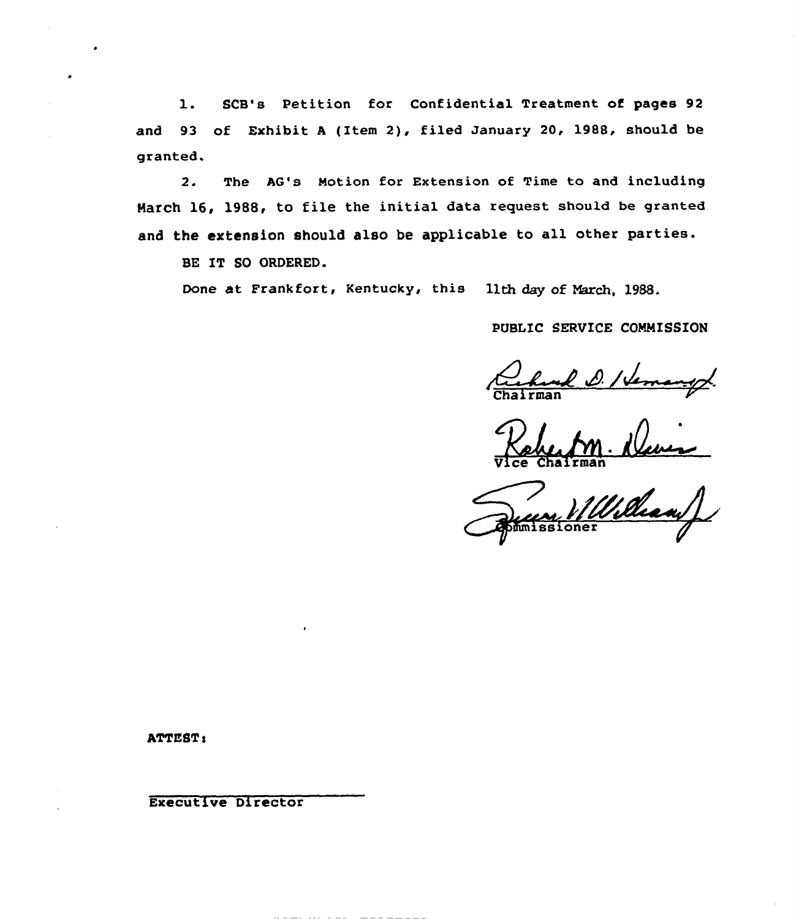1. SCB's Petition for Confidential Treatment of pages 92 and 93 of Exhibit A (Item 2), filed January 20, 1988, should be granted.

2. The AG's Motion for Extension of Time to and including March 16, 1988, to file the initial data request should be granted and the extension should also be applicable to all other parties.

BE IT SO ORDERED.

Done at Frankfort, Kentucky, this 11th day of March, 1988.

PUBLIC SERVICE COMMISSION

Chairman

Vice Chairman

Commissioner

ATTEST:

Executive Director